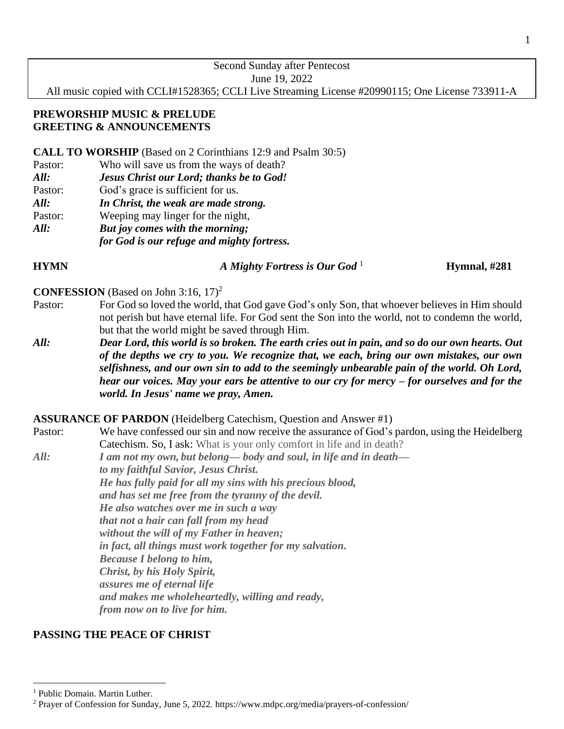Second Sunday after Pentecost
June 19, 2022
All music copied with CCLI#1528365; CCLI Live Streaming License #20990115; One License 733911-A

**PREWORSHIP MUSIC & PRELUDE**
**GREETING & ANNOUNCEMENTS**

**CALL TO WORSHIP** (Based on 2 Corinthians 12:9 and Psalm 30:5)

Pastor: Who will save us from the ways of death?
***All:*** ***Jesus Christ our Lord; thanks be to God!***
Pastor: God's grace is sufficient for us.
***All:*** ***In Christ, the weak are made strong.***
Pastor: Weeping may linger for the night,
***All:*** ***But joy comes with the morning;***
***for God is our refuge and mighty fortress.***

**HYMN** ***A Mighty Fortress is Our God***[1] **Hymnal, #281**

**CONFESSION** (Based on John 3:16, 17)[2]

Pastor: For God so loved the world, that God gave God's only Son, that whoever believes in Him should not perish but have eternal life. For God sent the Son into the world, not to condemn the world, but that the world might be saved through Him.

***All:*** ***Dear Lord, this world is so broken. The earth cries out in pain, and so do our own hearts. Out of the depths we cry to you. We recognize that, we each, bring our own mistakes, our own selfishness, and our own sin to add to the seemingly unbearable pain of the world. Oh Lord, hear our voices. May your ears be attentive to our cry for mercy – for ourselves and for the world. In Jesus' name we pray, Amen.***

**ASSURANCE OF PARDON** (Heidelberg Catechism, Question and Answer #1)

Pastor: We have confessed our sin and now receive the assurance of God's pardon, using the Heidelberg Catechism. So, I ask: What is your only comfort in life and in death?

***All:*** ***I am not my own, but belong— body and soul, in life and in death—***
***to my faithful Savior, Jesus Christ.***
***He has fully paid for all my sins with his precious blood,***
***and has set me free from the tyranny of the devil.***
***He also watches over me in such a way***
***that not a hair can fall from my head***
***without the will of my Father in heaven;***
***in fact, all things must work together for my salvation.***
***Because I belong to him,***
***Christ, by his Holy Spirit,***
***assures me of eternal life***
***and makes me wholeheartedly, willing and ready,***
***from now on to live for him.***

**PASSING THE PEACE OF CHRIST**

---

[1] Public Domain. Martin Luther.
[2] Prayer of Confession for Sunday, June 5, 2022. https://www.mdpc.org/media/prayers-of-confession/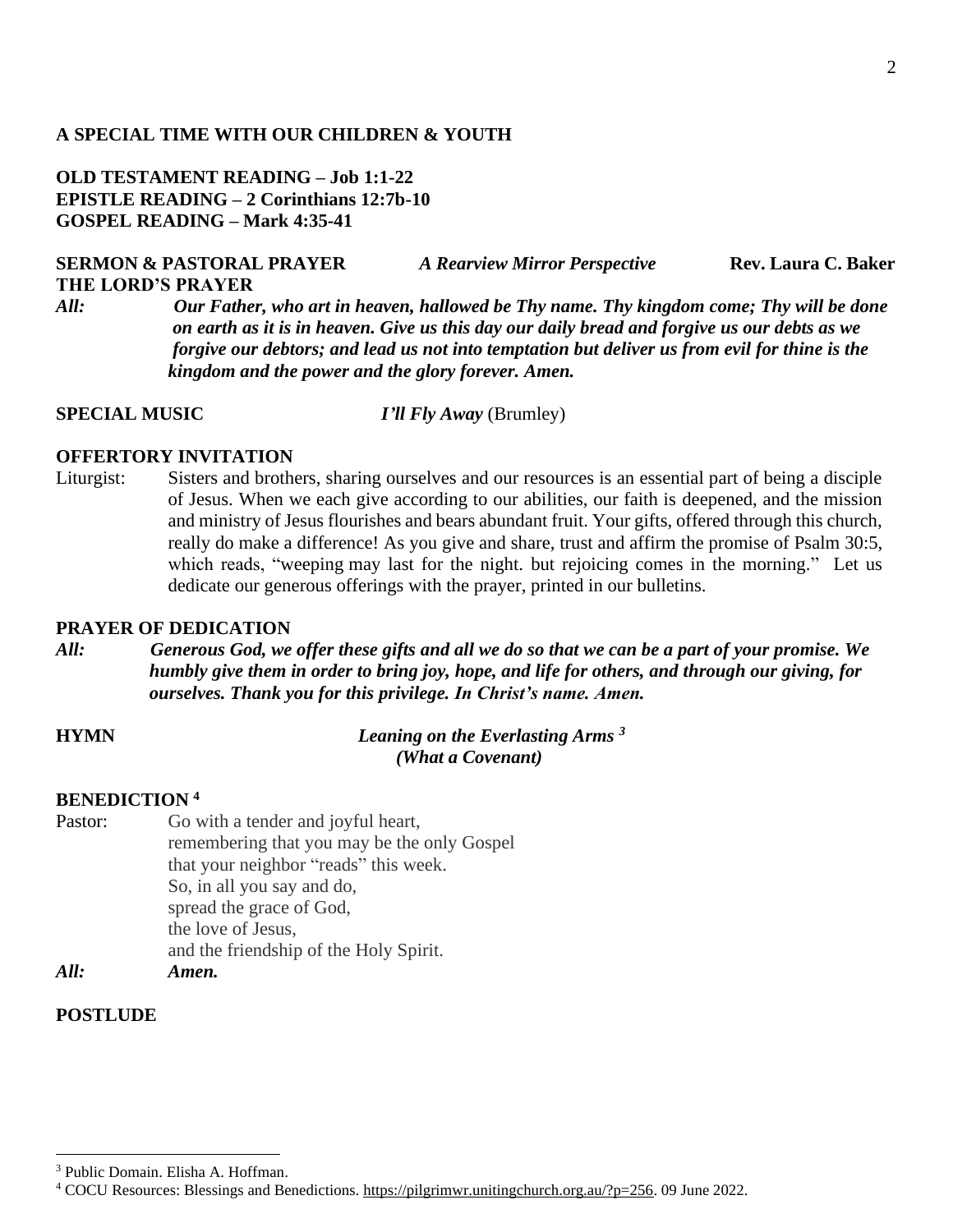**A SPECIAL TIME WITH OUR CHILDREN & YOUTH**

**OLD TESTAMENT READING – Job 1:1-22**
**EPISTLE READING – 2 Corinthians 12:7b-10**
**GOSPEL READING – Mark 4:35-41**

**SERMON & PASTORAL PRAYER** ***A Rearview Mirror Perspective*** **Rev. Laura C. Baker**

**THE LORD'S PRAYER**

***All:*** ***Our Father, who art in heaven, hallowed be Thy name. Thy kingdom come; Thy will be done on earth as it is in heaven. Give us this day our daily bread and forgive us our debts as we forgive our debtors; and lead us not into temptation but deliver us from evil for thine is the kingdom and the power and the glory forever. Amen.***

**SPECIAL MUSIC** ***I'll Fly Away*** (Brumley)

**OFFERTORY INVITATION**

Liturgist: Sisters and brothers, sharing ourselves and our resources is an essential part of being a disciple of Jesus. When we each give according to our abilities, our faith is deepened, and the mission and ministry of Jesus flourishes and bears abundant fruit. Your gifts, offered through this church, really do make a difference! As you give and share, trust and affirm the promise of Psalm 30:5, which reads, "weeping may last for the night. but rejoicing comes in the morning." Let us dedicate our generous offerings with the prayer, printed in our bulletins.

**PRAYER OF DEDICATION**

***All:*** ***Generous God, we offer these gifts and all we do so that we can be a part of your promise. We humbly give them in order to bring joy, hope, and life for others, and through our giving, for ourselves. Thank you for this privilege. In Christ's name. Amen.***

**HYMN** ***Leaning on the Everlasting Arms [3]***
***(What a Covenant)***

**BENEDICTION [4]**

Pastor: Go with a tender and joyful heart,
remembering that you may be the only Gospel
that your neighbor "reads" this week.
So, in all you say and do,
spread the grace of God,
the love of Jesus,
and the friendship of the Holy Spirit.

***All:*** ***Amen.***

**POSTLUDE**

---

[3] Public Domain. Elisha A. Hoffman.

[4] COCU Resources: Blessings and Benedictions. https://pilgrimwr.unitingchurch.org.au/?p=256. 09 June 2022.